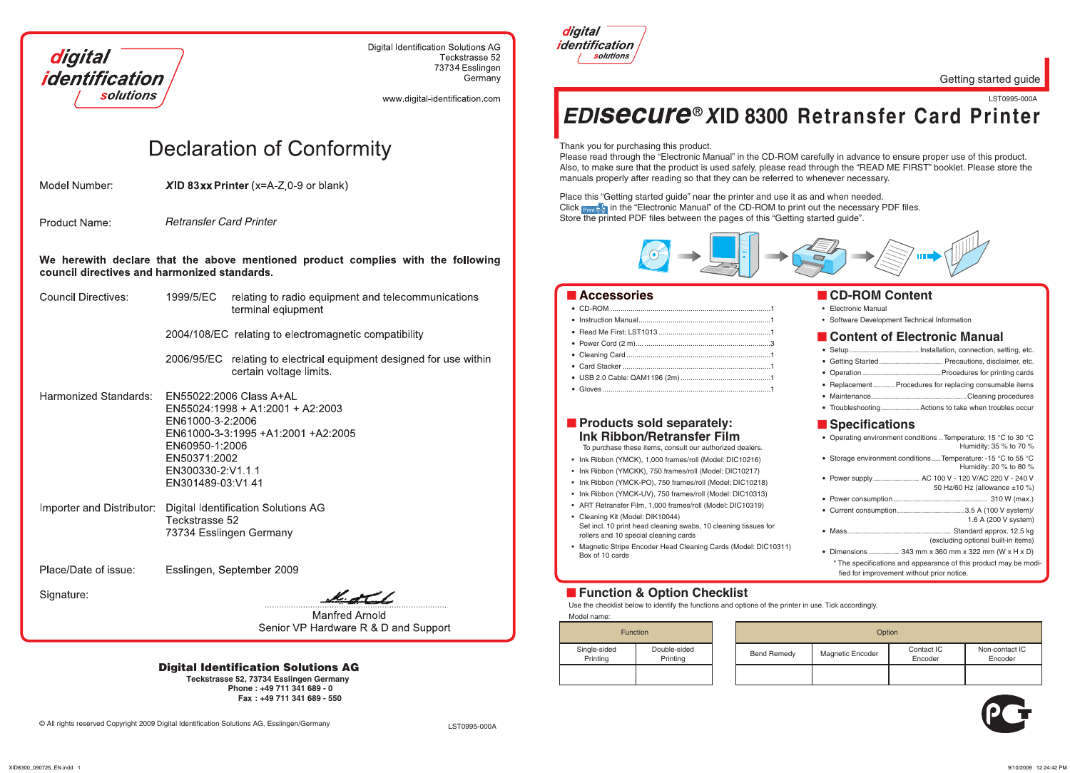digital identification solutions

Digital Identification Solutions AG
Teckstrasse 52
73734 Esslingen
Germany

www.digital-identification.com

# Declaration of Conformity

Model Number: **XID 83xx Printer** (x=A-Z,0-9 or blank)

Product Name: *Retransfer Card Printer*

**We herewith declare that the above mentioned product complies with the following council directives and harmonized standards.**

Council Directives:

- 1999/5/EC relating to radio equipment and telecommunications terminal eqiupment
- 2004/108/EC relating to electromagnetic compatibility
- 2006/95/EC relating to electrical equipment designed for use within certain voltage limits.

Harmonized Standards:

EN55022:2006 Class A+AL
EN55024:1998 + A1:2001 + A2:2003
EN61000-3-2:2006
EN61000-3-3:1995 +A1:2001 +A2:2005
EN60950-1:2006
EN50371:2002
EN300330-2:V1.1.1
EN301489-03:V1.41

Importer and Distributor: Digital Identification Solutions AG
Teckstrasse 52
73734 Esslingen Germany

Place/Date of issue: Esslingen, September 2009

Signature:

Manfred Arnold
Senior VP Hardware R & D and Support

**Digital Identification Solutions AG**
**Teckstrasse 52, 73734 Esslingen Germany**
**Phone : +49 711 341 689 - 0**
**Fax : +49 711 341 689 - 550**

© All rights reserved Copyright 2009 Digital Identification Solutions AG, Esslingen/Germany

LST0995-000A

---

digital identification solutions

Getting started guide

LST0995-000A

# EDIsecure® XID 8300 Retransfer Card Printer

Thank you for purchasing this product.
Please read through the "Electronic Manual" in the CD-ROM carefully in advance to ensure proper use of this product. Also, to make sure that the product is used safely, please read through the "READ ME FIRST" booklet. Please store the manuals properly after reading so that they can be referred to whenever necessary.

Place this "Getting started guide" near the printer and use it as and when needed.
Click [Print] in the "Electronic Manual" of the CD-ROM to print out the necessary PDF files.
Store the printed PDF files between the pages of this "Getting started guide".

## Accessories

- CD-ROM ............ 1
- Instruction Manual ............ 1
- Read Me First: LST1013 ............ 1
- Power Cord (2 m) ............ 3
- Cleaning Card ............ 1
- Card Stacker ............ 1
- USB 2.0 Cable: QAM1196 (2m) ............ 1
- Gloves ............ 1

## Products sold separately: Ink Ribbon/Retransfer Film

To purchase these items, consult our authorized dealers.

- Ink Ribbon (YMCK), 1,000 frames/roll (Model: DIC10216)
- Ink Ribbon (YMCKK), 750 frames/roll (Model: DIC10217)
- Ink Ribbon (YMCK-PO), 750 frames/roll (Model: DIC10218)
- Ink Ribbon (YMCK-UV), 750 frames/roll (Model: DIC10313)
- ART Retransfer Film, 1,000 frames/roll (Model: DIC10319)
- Cleaning Kit (Model: DIK10044)
  Set incl. 10 print head cleaning swabs, 10 cleaning tissues for rollers and 10 special cleaning cards
- Magnetic Stripe Encoder Head Cleaning Cards (Model: DIC10311)
  Box of 10 cards

## CD-ROM Content

- Electronic Manual
- Software Development Technical Information

## Content of Electronic Manual

- Setup ............ Installation, connection, setting, etc.
- Getting Started ............ Precautions, disclaimer, etc.
- Operation ............ Procedures for printing cards
- Replacement ............ Procedures for replacing consumable items
- Maintenance ............ Cleaning procedures
- Troubleshooting ............ Actions to take when troubles occur

## Specifications

- Operating environment conditions .. Temperature: 15 °C to 30 °C
  Humidity: 35 % to 70 %
- Storage environment conditions ..... Temperature: -15 °C to 55 °C
  Humidity: 20 % to 80 %
- Power supply ............ AC 100 V - 120 V/AC 220 V - 240 V
  50 Hz/60 Hz (allowance ±10 %)
- Power consumption ............ 310 W (max.)
- Current consumption ............ 3.5 A (100 V system)/
  1.6 A (200 V system)
- Mass ............ Standard approx. 12.5 kg
  (excluding optional built-in items)
- Dimensions ............ 343 mm x 360 mm x 322 mm (W x H x D)

\* The specifications and appearance of this product may be modified for improvement without prior notice.

## Function & Option Checklist

Use the checklist below to identify the functions and options of the printer in use. Tick accordingly.

Model name:

| Function | |
|---|---|
| Single-sided Printing | Double-sided Printing |
| | |

| Option | | | |
|---|---|---|---|
| Bend Remedy | Magnetic Encoder | Contact IC Encoder | Non-contact IC Encoder |
| | | | |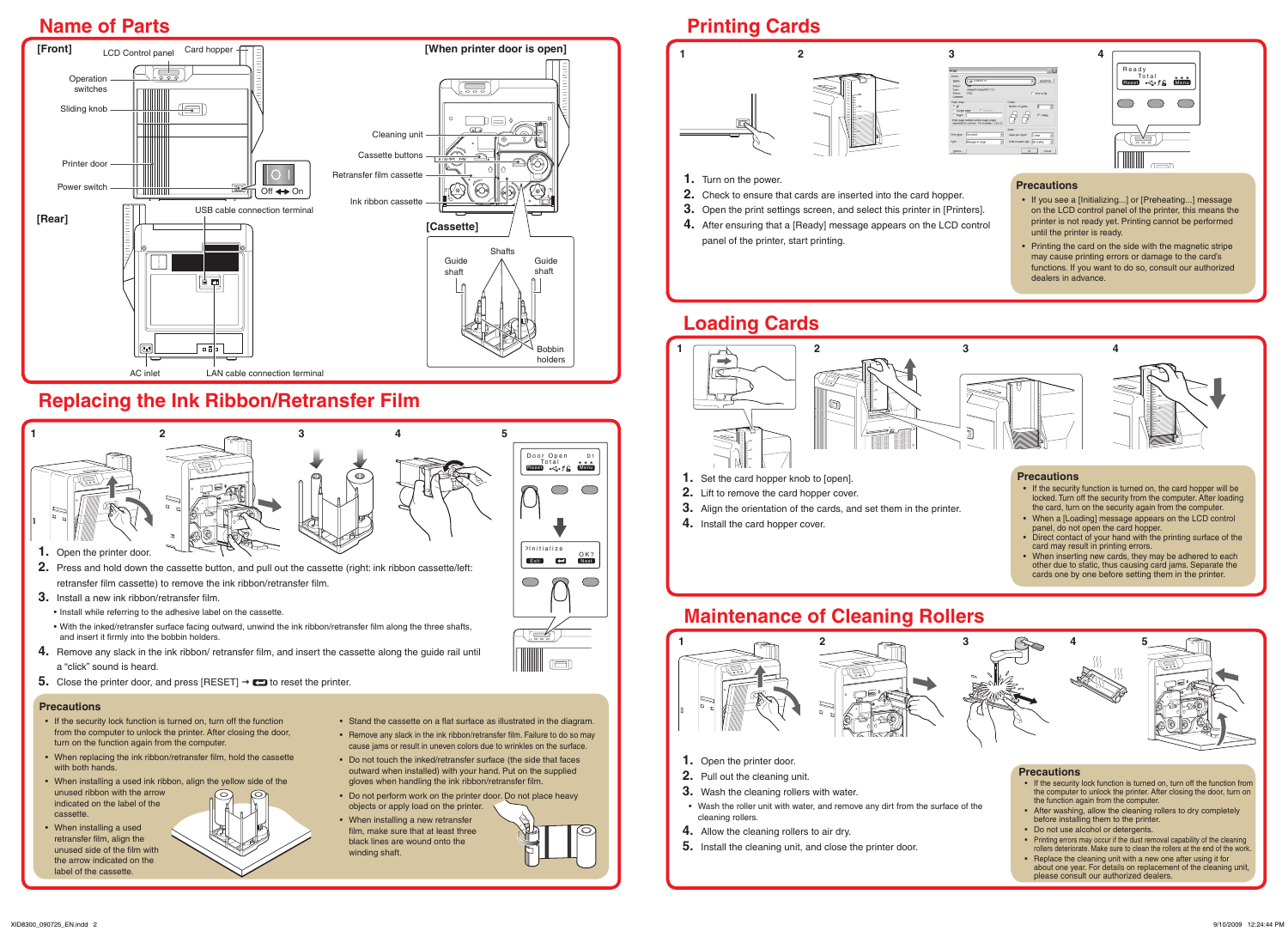# Name of Parts

**[Front]**

LCD Control panel

Card hopper

Operation switches

Sliding knob

Printer door

Power switch

Off ↔ On

**[Rear]**

USB cable connection terminal

AC inlet

LAN cable connection terminal

**[When printer door is open]**

Cleaning unit

Cassette buttons

Retransfer film cassette

Ink ribbon cassette

**[Cassette]**

Shafts

Guide shaft

Guide shaft

Bobbin holders

# Replacing the Ink Ribbon/Retransfer Film

1 2 3 4 5

Door Open D1
Total
Reset Menu

>Initialize OK?
Exit Next

1. Open the printer door.
2. Press and hold down the cassette button, and pull out the cassette (right: ink ribbon cassette/left: retransfer film cassette) to remove the ink ribbon/retransfer film.
3. Install a new ink ribbon/retransfer film.
   - Install while referring to the adhesive label on the cassette.
   - With the inked/retransfer surface facing outward, unwind the ink ribbon/retransfer film along the three shafts, and insert it firmly into the bobbin holders.
4. Remove any slack in the ink ribbon/ retransfer film, and insert the cassette along the guide rail until a "click" sound is heard.
5. Close the printer door, and press [RESET] → ↵ to reset the printer.

## Precautions

- If the security lock function is turned on, turn off the function from the computer to unlock the printer. After closing the door, turn on the function again from the computer.
- When replacing the ink ribbon/retransfer film, hold the cassette with both hands.
- When installing a used ink ribbon, align the yellow side of the unused ribbon with the arrow indicated on the label of the cassette.
- When installing a used retransfer film, align the unused side of the film with the arrow indicated on the label of the cassette.
- Stand the cassette on a flat surface as illustrated in the diagram.
- Remove any slack in the ink ribbon/retransfer film. Failure to do so may cause jams or result in uneven colors due to wrinkles on the surface.
- Do not touch the inked/retransfer surface (the side that faces outward when installed) with your hand. Put on the supplied gloves when handling the ink ribbon/retransfer film.
- Do not perform work on the printer door. Do not place heavy objects or apply load on the printer.
- When installing a new retransfer film, make sure that at least three black lines are wound onto the winding shaft.

# Printing Cards

1 2 3 4

Ready
Total
Reset Menu

1. Turn on the power.
2. Check to ensure that cards are inserted into the card hopper.
3. Open the print settings screen, and select this printer in [Printers].
4. After ensuring that a [Ready] message appears on the LCD control panel of the printer, start printing.

## Precautions

- If you see a [Initializing...] or [Preheating...] message on the LCD control panel of the printer, this means the printer is not ready yet. Printing cannot be performed until the printer is ready.
- Printing the card on the side with the magnetic stripe may cause printing errors or damage to the card's functions. If you want to do so, consult our authorized dealers in advance.

# Loading Cards

1 2 3 4

1. Set the card hopper knob to [open].
2. Lift to remove the card hopper cover.
3. Align the orientation of the cards, and set them in the printer.
4. Install the card hopper cover.

## Precautions

- If the security function is turned on, the card hopper will be locked. Turn off the security from the computer. After loading the card, turn on the security again from the computer.
- When a [Loading] message appears on the LCD control panel, do not open the card hopper.
- Direct contact of your hand with the printing surface of the card may result in printing errors.
- When inserting new cards, they may be adhered to each other due to static, thus causing card jams. Separate the cards one by one before setting them in the printer.

# Maintenance of Cleaning Rollers

1 2 3 4 5

1. Open the printer door.
2. Pull out the cleaning unit.
3. Wash the cleaning rollers with water.
   - Wash the roller unit with water, and remove any dirt from the surface of the cleaning rollers.
4. Allow the cleaning rollers to air dry.
5. Install the cleaning unit, and close the printer door.

## Precautions

- If the security lock function is turned on, turn off the function from the computer to unlock the printer. After closing the door, turn on the function again from the computer.
- After washing, allow the cleaning rollers to dry completely before installing them to the printer.
- Do not use alcohol or detergents.
- Printing errors may occur if the dust removal capability of the cleaning rollers deteriorate. Make sure to clean the rollers at the end of the work.
- Replace the cleaning unit with a new one after using it for about one year. For details on replacement of the cleaning unit, please consult our authorized dealers.